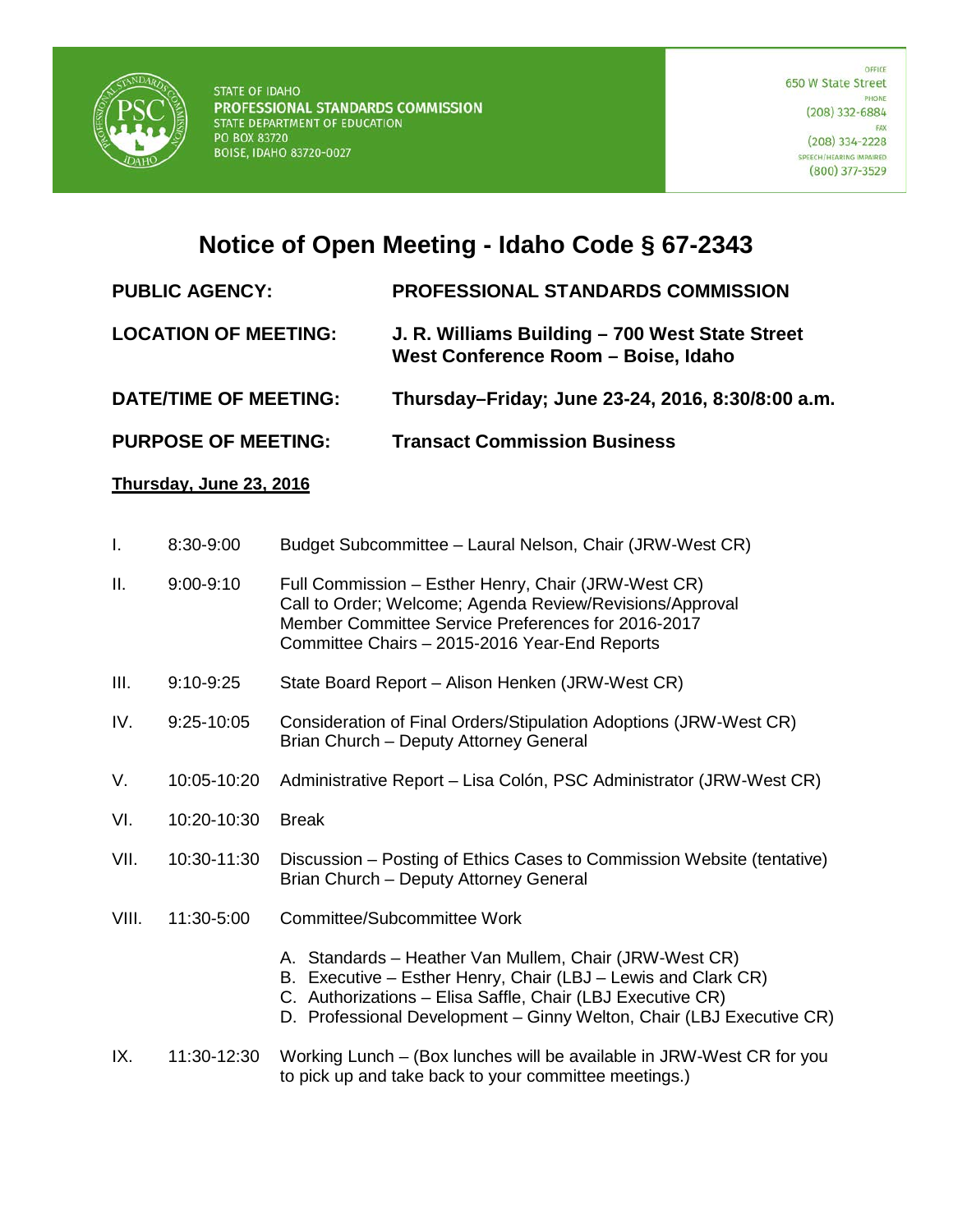STATE OF IDAHO
**PROFESSIONAL STANDARDS COMMISSION**
STATE DEPARTMENT OF EDUCATION
PO BOX 83720
BOISE, IDAHO 83720-0027

OFFICE
650 W State Street
PHONE
(208) 332-6884
FAX
(208) 334-2228
SPEECH/HEARING IMPAIRED
(800) 377-3529

# Notice of Open Meeting - Idaho Code § 67-2343

| | |
|---|---|
| **PUBLIC AGENCY:** | **PROFESSIONAL STANDARDS COMMISSION** |
| **LOCATION OF MEETING:** | **J. R. Williams Building – 700 West State Street West Conference Room – Boise, Idaho** |
| **DATE/TIME OF MEETING:** | **Thursday–Friday; June 23-24, 2016, 8:30/8:00 a.m.** |
| **PURPOSE OF MEETING:** | **Transact Commission Business** |

**Thursday, June 23, 2016**

| | | |
|---|---|---|
| I. | 8:30-9:00 | Budget Subcommittee – Laural Nelson, Chair (JRW-West CR) |
| II. | 9:00-9:10 | Full Commission – Esther Henry, Chair (JRW-West CR)<br>Call to Order; Welcome; Agenda Review/Revisions/Approval<br>Member Committee Service Preferences for 2016-2017<br>Committee Chairs – 2015-2016 Year-End Reports |
| III. | 9:10-9:25 | State Board Report – Alison Henken (JRW-West CR) |
| IV. | 9:25-10:05 | Consideration of Final Orders/Stipulation Adoptions (JRW-West CR)<br>Brian Church – Deputy Attorney General |
| V. | 10:05-10:20 | Administrative Report – Lisa Colón, PSC Administrator (JRW-West CR) |
| VI. | 10:20-10:30 | Break |
| VII. | 10:30-11:30 | Discussion – Posting of Ethics Cases to Commission Website (tentative)<br>Brian Church – Deputy Attorney General |
| VIII. | 11:30-5:00 | Committee/Subcommittee Work<br>A. Standards – Heather Van Mullem, Chair (JRW-West CR)<br>B. Executive – Esther Henry, Chair (LBJ – Lewis and Clark CR)<br>C. Authorizations – Elisa Saffle, Chair (LBJ Executive CR)<br>D. Professional Development – Ginny Welton, Chair (LBJ Executive CR) |
| IX. | 11:30-12:30 | Working Lunch – (Box lunches will be available in JRW-West CR for you to pick up and take back to your committee meetings.) |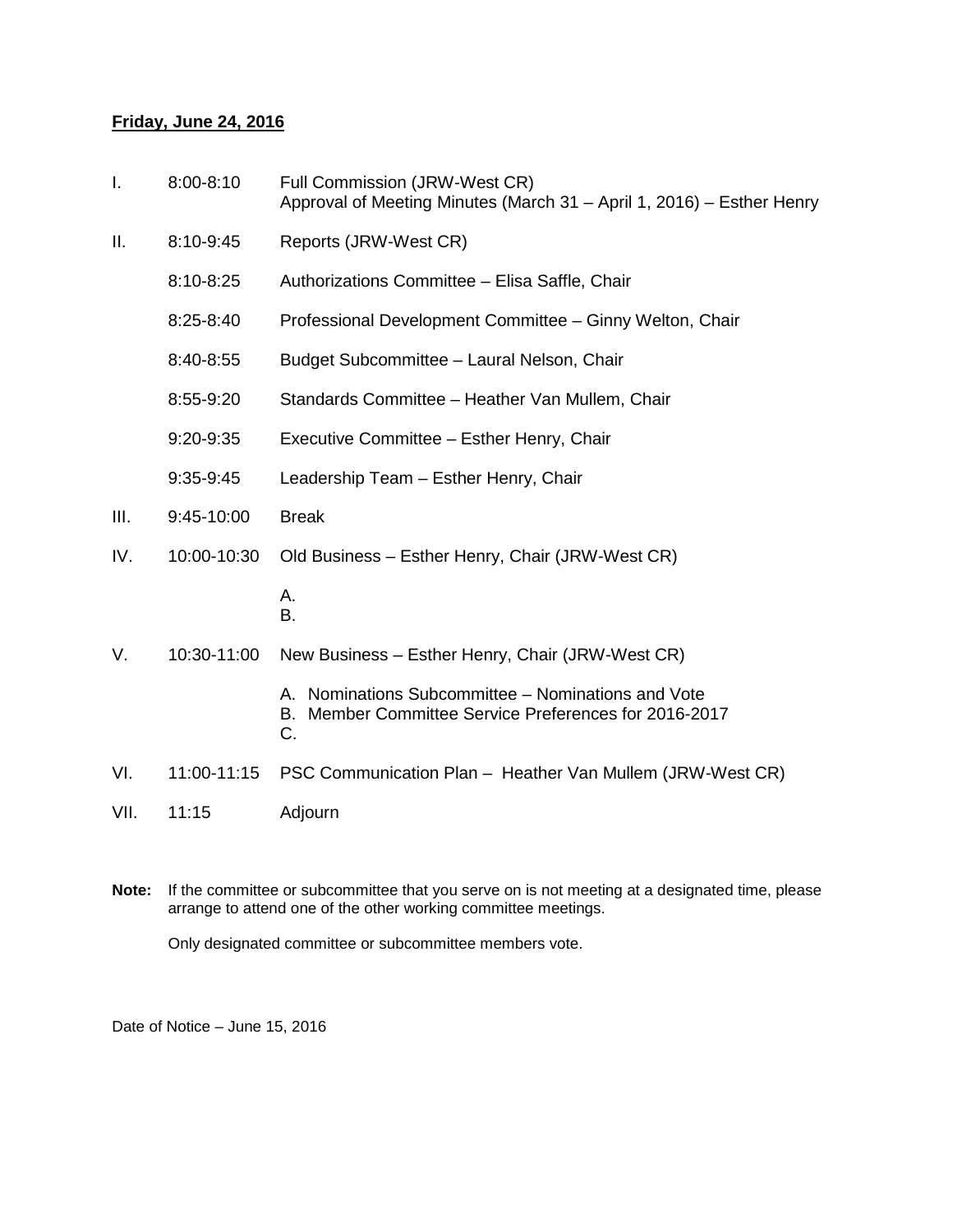**<u>Friday, June 24, 2016</u>**

| | | |
|---|---|---|
| I. | 8:00-8:10 | Full Commission (JRW-West CR)<br>Approval of Meeting Minutes (March 31 – April 1, 2016) – Esther Henry |
| II. | 8:10-9:45 | Reports (JRW-West CR) |
| | 8:10-8:25 | Authorizations Committee – Elisa Saffle, Chair |
| | 8:25-8:40 | Professional Development Committee – Ginny Welton, Chair |
| | 8:40-8:55 | Budget Subcommittee – Laural Nelson, Chair |
| | 8:55-9:20 | Standards Committee – Heather Van Mullem, Chair |
| | 9:20-9:35 | Executive Committee – Esther Henry, Chair |
| | 9:35-9:45 | Leadership Team – Esther Henry, Chair |
| III. | 9:45-10:00 | Break |
| IV. | 10:00-10:30 | Old Business – Esther Henry, Chair (JRW-West CR)<br>A.<br>B. |
| V. | 10:30-11:00 | New Business – Esther Henry, Chair (JRW-West CR)<br>A. Nominations Subcommittee – Nominations and Vote<br>B. Member Committee Service Preferences for 2016-2017<br>C. |
| VI. | 11:00-11:15 | PSC Communication Plan – Heather Van Mullem (JRW-West CR) |
| VII. | 11:15 | Adjourn |

**Note:** If the committee or subcommittee that you serve on is not meeting at a designated time, please arrange to attend one of the other working committee meetings.

Only designated committee or subcommittee members vote.

Date of Notice – June 15, 2016